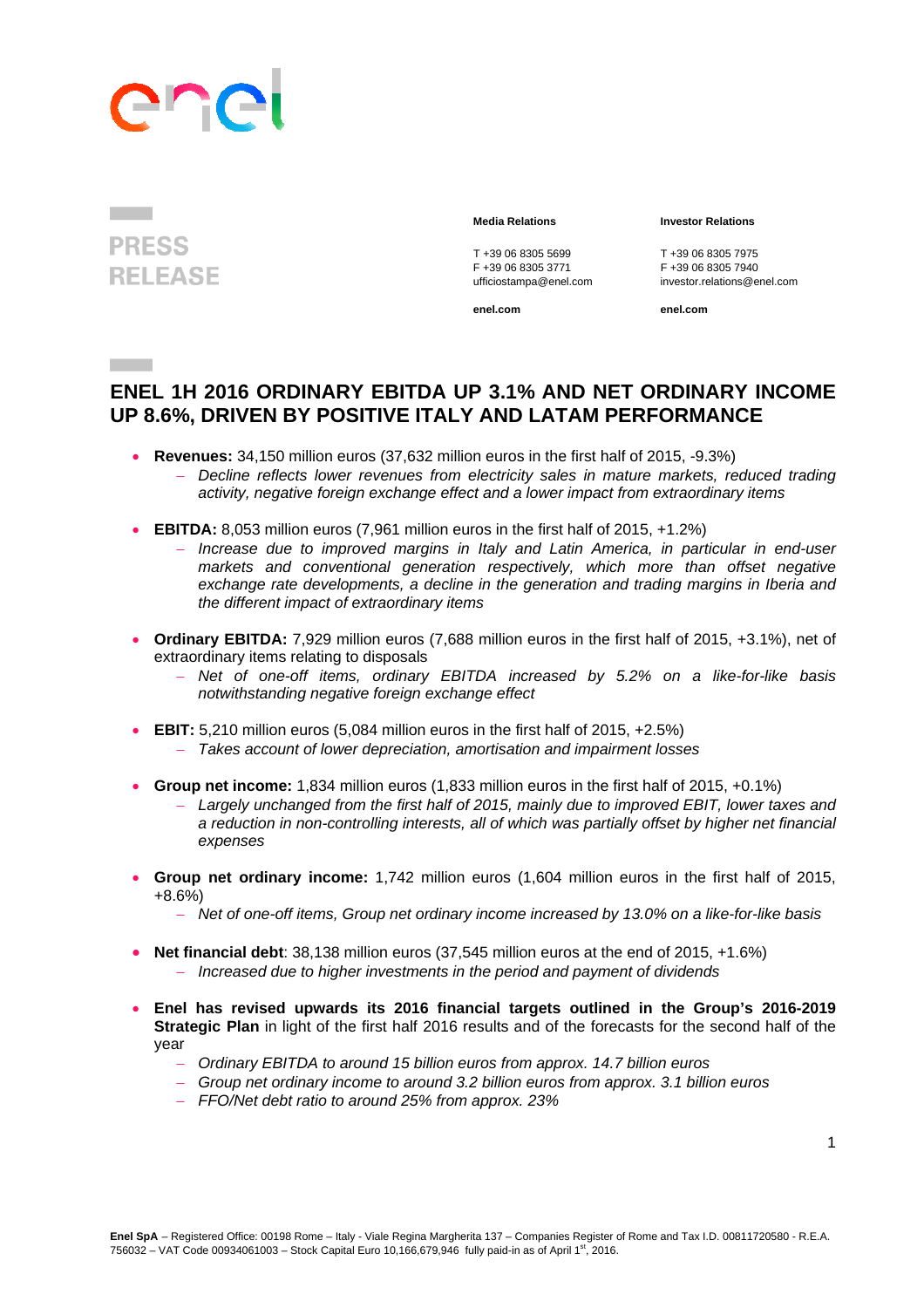**PRESS RELEASE**

**Media Relations**

T +39 06 8305 5699
F +39 06 8305 3771
ufficiostampa@enel.com

**enel.com**

**Investor Relations**

T +39 06 8305 7975
F +39 06 8305 7940
investor.relations@enel.com

**enel.com**

# ENEL 1H 2016 ORDINARY EBITDA UP 3.1% AND NET ORDINARY INCOME UP 8.6%, DRIVEN BY POSITIVE ITALY AND LATAM PERFORMANCE

- **Revenues:** 34,150 million euros (37,632 million euros in the first half of 2015, -9.3%)
  - *Decline reflects lower revenues from electricity sales in mature markets, reduced trading activity, negative foreign exchange effect and a lower impact from extraordinary items*

- **EBITDA:** 8,053 million euros (7,961 million euros in the first half of 2015, +1.2%)
  - *Increase due to improved margins in Italy and Latin America, in particular in end-user markets and conventional generation respectively, which more than offset negative exchange rate developments, a decline in the generation and trading margins in Iberia and the different impact of extraordinary items*

- **Ordinary EBITDA:** 7,929 million euros (7,688 million euros in the first half of 2015, +3.1%), net of extraordinary items relating to disposals
  - *Net of one-off items, ordinary EBITDA increased by 5.2% on a like-for-like basis notwithstanding negative foreign exchange effect*

- **EBIT:** 5,210 million euros (5,084 million euros in the first half of 2015, +2.5%)
  - *Takes account of lower depreciation, amortisation and impairment losses*

- **Group net income:** 1,834 million euros (1,833 million euros in the first half of 2015, +0.1%)
  - *Largely unchanged from the first half of 2015, mainly due to improved EBIT, lower taxes and a reduction in non-controlling interests, all of which was partially offset by higher net financial expenses*

- **Group net ordinary income:** 1,742 million euros (1,604 million euros in the first half of 2015, +8.6%)
  - *Net of one-off items, Group net ordinary income increased by 13.0% on a like-for-like basis*

- **Net financial debt**: 38,138 million euros (37,545 million euros at the end of 2015, +1.6%)
  - *Increased due to higher investments in the period and payment of dividends*

- **Enel has revised upwards its 2016 financial targets outlined in the Group's 2016-2019 Strategic Plan** in light of the first half 2016 results and of the forecasts for the second half of the year
  - *Ordinary EBITDA to around 15 billion euros from approx. 14.7 billion euros*
  - *Group net ordinary income to around 3.2 billion euros from approx. 3.1 billion euros*
  - *FFO/Net debt ratio to around 25% from approx. 23%*

**Enel SpA** – Registered Office: 00198 Rome – Italy - Viale Regina Margherita 137 – Companies Register of Rome and Tax I.D. 00811720580 - R.E.A. 756032 – VAT Code 00934061003 – Stock Capital Euro 10,166,679,946 fully paid-in as of April 1st, 2016.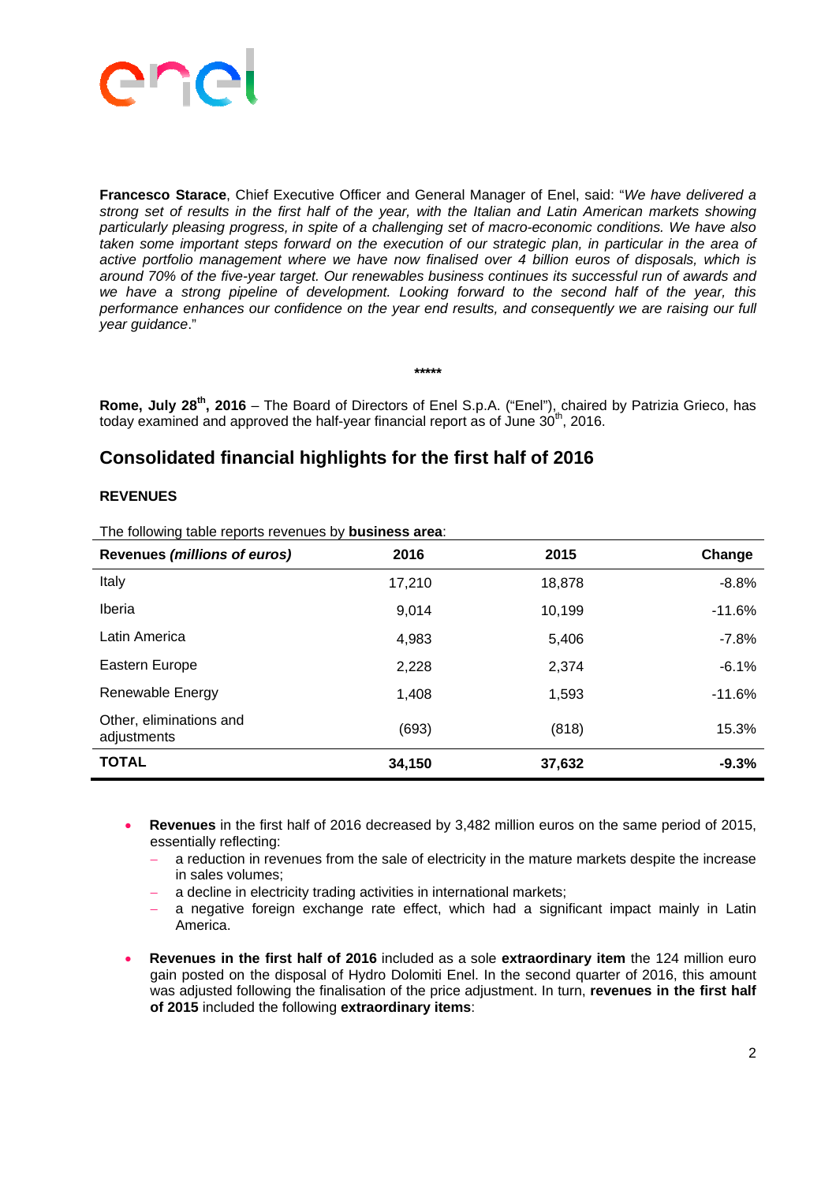**Francesco Starace**, Chief Executive Officer and General Manager of Enel, said: "*We have delivered a strong set of results in the first half of the year, with the Italian and Latin American markets showing particularly pleasing progress, in spite of a challenging set of macro-economic conditions. We have also taken some important steps forward on the execution of our strategic plan, in particular in the area of active portfolio management where we have now finalised over 4 billion euros of disposals, which is around 70% of the five-year target. Our renewables business continues its successful run of awards and we have a strong pipeline of development. Looking forward to the second half of the year, this performance enhances our confidence on the year end results, and consequently we are raising our full year guidance*."

\*\*\*\*\*

**Rome, July 28th, 2016** – The Board of Directors of Enel S.p.A. ("Enel"), chaired by Patrizia Grieco, has today examined and approved the half-year financial report as of June 30th, 2016.

## Consolidated financial highlights for the first half of 2016

### REVENUES

The following table reports revenues by **business area**:

| Revenues *(millions of euros)* | 2016 | 2015 | Change |
|---|---|---|---|
| Italy | 17,210 | 18,878 | -8.8% |
| Iberia | 9,014 | 10,199 | -11.6% |
| Latin America | 4,983 | 5,406 | -7.8% |
| Eastern Europe | 2,228 | 2,374 | -6.1% |
| Renewable Energy | 1,408 | 1,593 | -11.6% |
| Other, eliminations and adjustments | (693) | (818) | 15.3% |
| **TOTAL** | **34,150** | **37,632** | **-9.3%** |

- **Revenues** in the first half of 2016 decreased by 3,482 million euros on the same period of 2015, essentially reflecting:
  - a reduction in revenues from the sale of electricity in the mature markets despite the increase in sales volumes;
  - a decline in electricity trading activities in international markets;
  - a negative foreign exchange rate effect, which had a significant impact mainly in Latin America.
- **Revenues in the first half of 2016** included as a sole **extraordinary item** the 124 million euro gain posted on the disposal of Hydro Dolomiti Enel. In the second quarter of 2016, this amount was adjusted following the finalisation of the price adjustment. In turn, **revenues in the first half of 2015** included the following **extraordinary items**: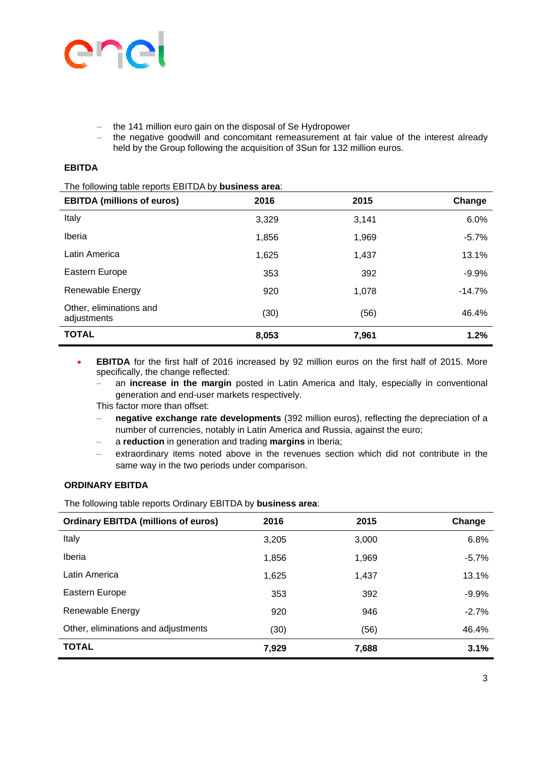- the 141 million euro gain on the disposal of Se Hydropower
- the negative goodwill and concomitant remeasurement at fair value of the interest already held by the Group following the acquisition of 3Sun for 132 million euros.

**EBITDA**

The following table reports EBITDA by **business area**:

| EBITDA (millions of euros) | 2016 | 2015 | Change |
|---|---|---|---|
| Italy | 3,329 | 3,141 | 6.0% |
| Iberia | 1,856 | 1,969 | -5.7% |
| Latin America | 1,625 | 1,437 | 13.1% |
| Eastern Europe | 353 | 392 | -9.9% |
| Renewable Energy | 920 | 1,078 | -14.7% |
| Other, eliminations and adjustments | (30) | (56) | 46.4% |
| **TOTAL** | **8,053** | **7,961** | **1.2%** |

- **EBITDA** for the first half of 2016 increased by 92 million euros on the first half of 2015. More specifically, the change reflected:
  - an **increase in the margin** posted in Latin America and Italy, especially in conventional generation and end-user markets respectively.

  This factor more than offset:
  - **negative exchange rate developments** (392 million euros), reflecting the depreciation of a number of currencies, notably in Latin America and Russia, against the euro;
  - a **reduction** in generation and trading **margins** in Iberia;
  - extraordinary items noted above in the revenues section which did not contribute in the same way in the two periods under comparison.

**ORDINARY EBITDA**

The following table reports Ordinary EBITDA by **business area**:

| Ordinary EBITDA (millions of euros) | 2016 | 2015 | Change |
|---|---|---|---|
| Italy | 3,205 | 3,000 | 6.8% |
| Iberia | 1,856 | 1,969 | -5.7% |
| Latin America | 1,625 | 1,437 | 13.1% |
| Eastern Europe | 353 | 392 | -9.9% |
| Renewable Energy | 920 | 946 | -2.7% |
| Other, eliminations and adjustments | (30) | (56) | 46.4% |
| **TOTAL** | **7,929** | **7,688** | **3.1%** |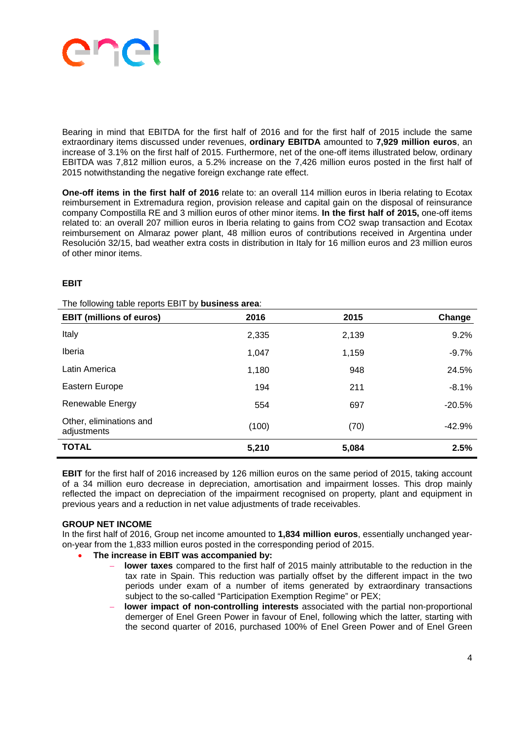Bearing in mind that EBITDA for the first half of 2016 and for the first half of 2015 include the same extraordinary items discussed under revenues, **ordinary EBITDA** amounted to **7,929 million euros**, an increase of 3.1% on the first half of 2015. Furthermore, net of the one-off items illustrated below, ordinary EBITDA was 7,812 million euros, a 5.2% increase on the 7,426 million euros posted in the first half of 2015 notwithstanding the negative foreign exchange rate effect.

**One-off items in the first half of 2016** relate to: an overall 114 million euros in Iberia relating to Ecotax reimbursement in Extremadura region, provision release and capital gain on the disposal of reinsurance company Compostilla RE and 3 million euros of other minor items. **In the first half of 2015,** one-off items related to: an overall 207 million euros in Iberia relating to gains from CO2 swap transaction and Ecotax reimbursement on Almaraz power plant, 48 million euros of contributions received in Argentina under Resolución 32/15, bad weather extra costs in distribution in Italy for 16 million euros and 23 million euros of other minor items.

**EBIT**

The following table reports EBIT by **business area**:

| EBIT (millions of euros) | 2016 | 2015 | Change |
|---|---|---|---|
| Italy | 2,335 | 2,139 | 9.2% |
| Iberia | 1,047 | 1,159 | -9.7% |
| Latin America | 1,180 | 948 | 24.5% |
| Eastern Europe | 194 | 211 | -8.1% |
| Renewable Energy | 554 | 697 | -20.5% |
| Other, eliminations and adjustments | (100) | (70) | -42.9% |
| **TOTAL** | **5,210** | **5,084** | **2.5%** |

**EBIT** for the first half of 2016 increased by 126 million euros on the same period of 2015, taking account of a 34 million euro decrease in depreciation, amortisation and impairment losses. This drop mainly reflected the impact on depreciation of the impairment recognised on property, plant and equipment in previous years and a reduction in net value adjustments of trade receivables.

**GROUP NET INCOME**

In the first half of 2016, Group net income amounted to **1,834 million euros**, essentially unchanged year-on-year from the 1,833 million euros posted in the corresponding period of 2015.

- **The increase in EBIT was accompanied by:**
  - **lower taxes** compared to the first half of 2015 mainly attributable to the reduction in the tax rate in Spain. This reduction was partially offset by the different impact in the two periods under exam of a number of items generated by extraordinary transactions subject to the so-called "Participation Exemption Regime" or PEX;
  - **lower impact of non-controlling interests** associated with the partial non-proportional demerger of Enel Green Power in favour of Enel, following which the latter, starting with the second quarter of 2016, purchased 100% of Enel Green Power and of Enel Green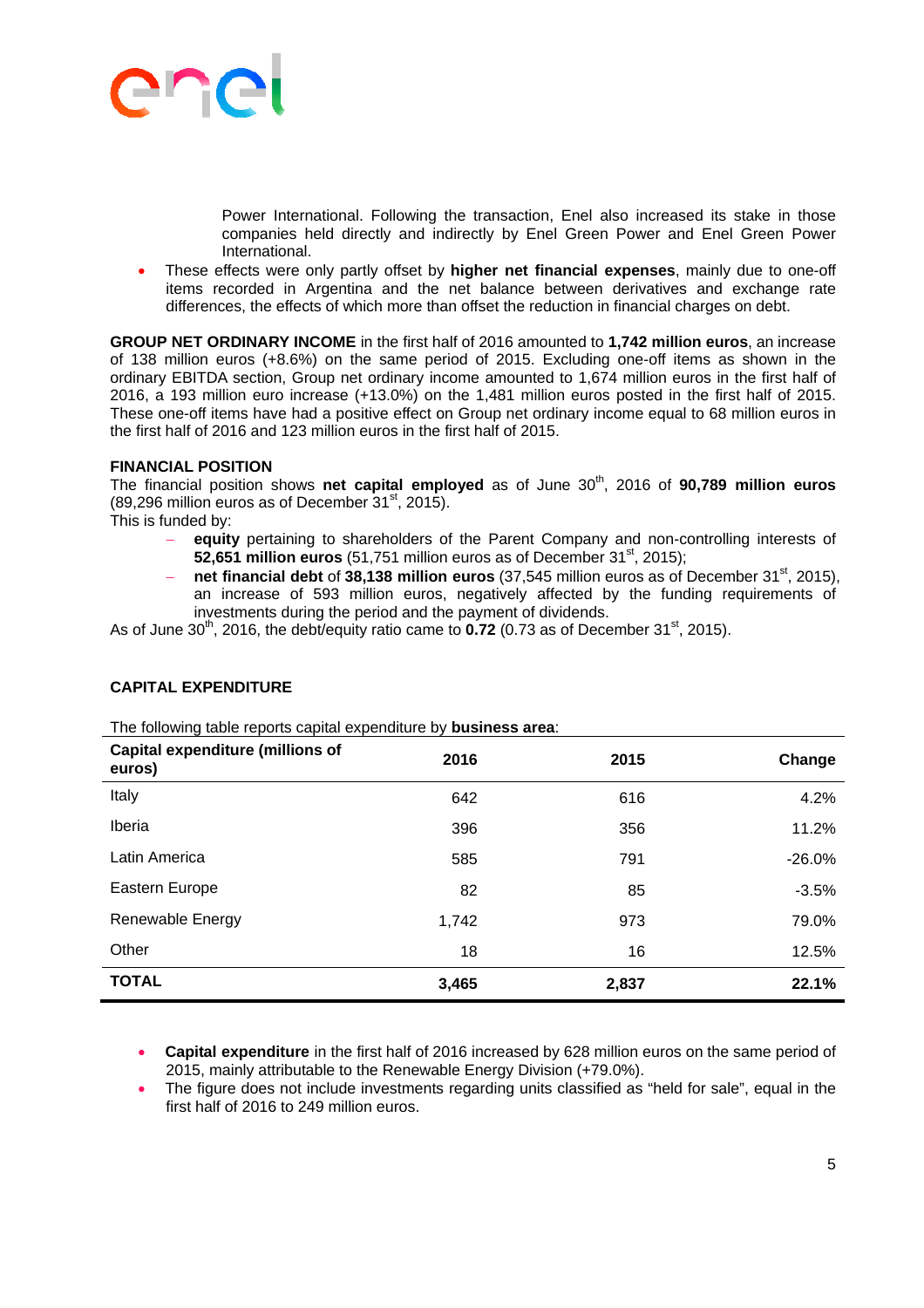Power International. Following the transaction, Enel also increased its stake in those companies held directly and indirectly by Enel Green Power and Enel Green Power International.

- These effects were only partly offset by **higher net financial expenses**, mainly due to one-off items recorded in Argentina and the net balance between derivatives and exchange rate differences, the effects of which more than offset the reduction in financial charges on debt.

**GROUP NET ORDINARY INCOME** in the first half of 2016 amounted to **1,742 million euros**, an increase of 138 million euros (+8.6%) on the same period of 2015. Excluding one-off items as shown in the ordinary EBITDA section, Group net ordinary income amounted to 1,674 million euros in the first half of 2016, a 193 million euro increase (+13.0%) on the 1,481 million euros posted in the first half of 2015. These one-off items have had a positive effect on Group net ordinary income equal to 68 million euros in the first half of 2016 and 123 million euros in the first half of 2015.

**FINANCIAL POSITION**

The financial position shows **net capital employed** as of June 30th, 2016 of **90,789 million euros** (89,296 million euros as of December 31st, 2015).

This is funded by:

- **equity** pertaining to shareholders of the Parent Company and non-controlling interests of **52,651 million euros** (51,751 million euros as of December 31st, 2015);
- **net financial debt** of **38,138 million euros** (37,545 million euros as of December 31st, 2015), an increase of 593 million euros, negatively affected by the funding requirements of investments during the period and the payment of dividends.

As of June 30th, 2016, the debt/equity ratio came to **0.72** (0.73 as of December 31st, 2015).

**CAPITAL EXPENDITURE**

The following table reports capital expenditure by **business area**:

| Capital expenditure (millions of euros) | 2016 | 2015 | Change |
|---|---|---|---|
| Italy | 642 | 616 | 4.2% |
| Iberia | 396 | 356 | 11.2% |
| Latin America | 585 | 791 | -26.0% |
| Eastern Europe | 82 | 85 | -3.5% |
| Renewable Energy | 1,742 | 973 | 79.0% |
| Other | 18 | 16 | 12.5% |
| **TOTAL** | **3,465** | **2,837** | **22.1%** |

- **Capital expenditure** in the first half of 2016 increased by 628 million euros on the same period of 2015, mainly attributable to the Renewable Energy Division (+79.0%).
- The figure does not include investments regarding units classified as "held for sale", equal in the first half of 2016 to 249 million euros.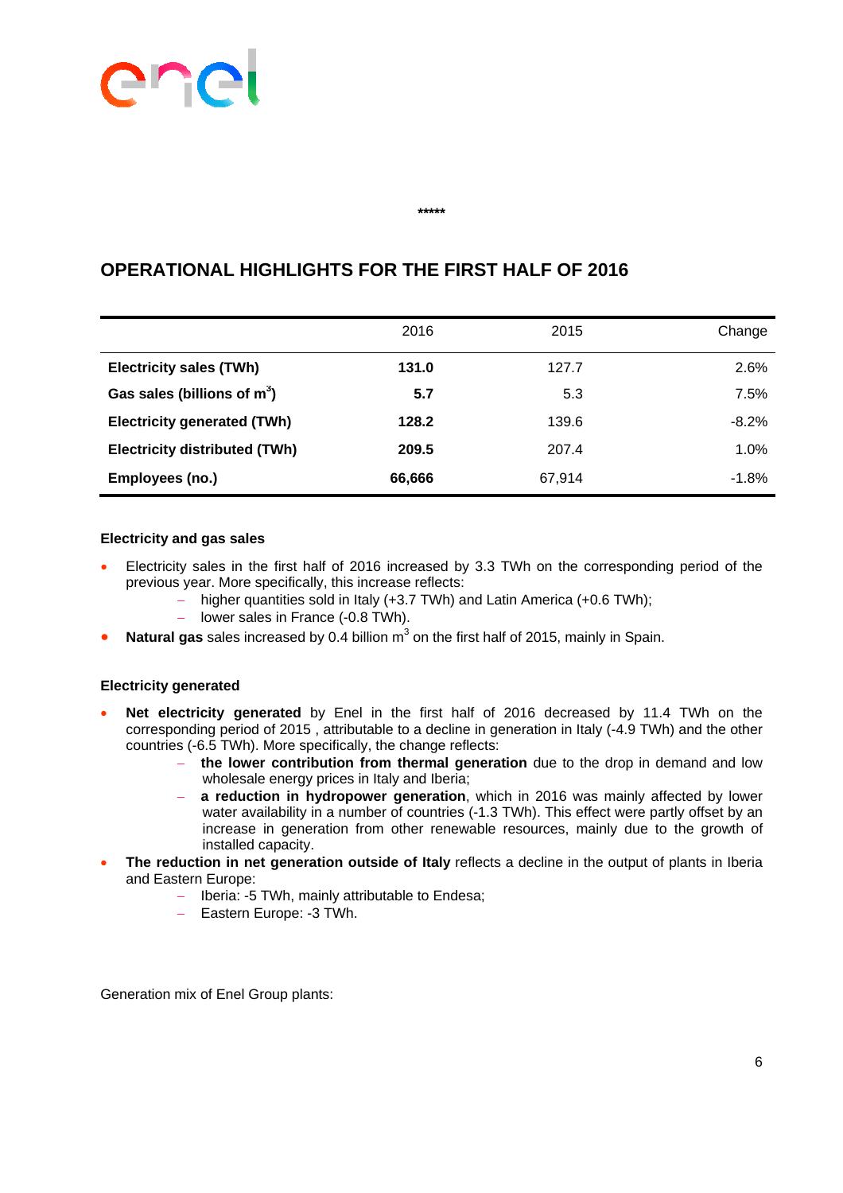\*\*\*\*\*

## OPERATIONAL HIGHLIGHTS FOR THE FIRST HALF OF 2016

| | 2016 | 2015 | Change |
|---|---|---|---|
| **Electricity sales (TWh)** | **131.0** | 127.7 | 2.6% |
| **Gas sales (billions of m$^3$)** | **5.7** | 5.3 | 7.5% |
| **Electricity generated (TWh)** | **128.2** | 139.6 | -8.2% |
| **Electricity distributed (TWh)** | **209.5** | 207.4 | 1.0% |
| **Employees (no.)** | **66,666** | 67,914 | -1.8% |

**Electricity and gas sales**

- Electricity sales in the first half of 2016 increased by 3.3 TWh on the corresponding period of the previous year. More specifically, this increase reflects:
  - higher quantities sold in Italy (+3.7 TWh) and Latin America (+0.6 TWh);
  - lower sales in France (-0.8 TWh).
- **Natural gas** sales increased by 0.4 billion m$^3$ on the first half of 2015, mainly in Spain.

**Electricity generated**

- **Net electricity generated** by Enel in the first half of 2016 decreased by 11.4 TWh on the corresponding period of 2015 , attributable to a decline in generation in Italy (-4.9 TWh) and the other countries (-6.5 TWh). More specifically, the change reflects:
  - **the lower contribution from thermal generation** due to the drop in demand and low wholesale energy prices in Italy and Iberia;
  - **a reduction in hydropower generation**, which in 2016 was mainly affected by lower water availability in a number of countries (-1.3 TWh). This effect were partly offset by an increase in generation from other renewable resources, mainly due to the growth of installed capacity.
- **The reduction in net generation outside of Italy** reflects a decline in the output of plants in Iberia and Eastern Europe:
  - Iberia: -5 TWh, mainly attributable to Endesa;
  - Eastern Europe: -3 TWh.

Generation mix of Enel Group plants: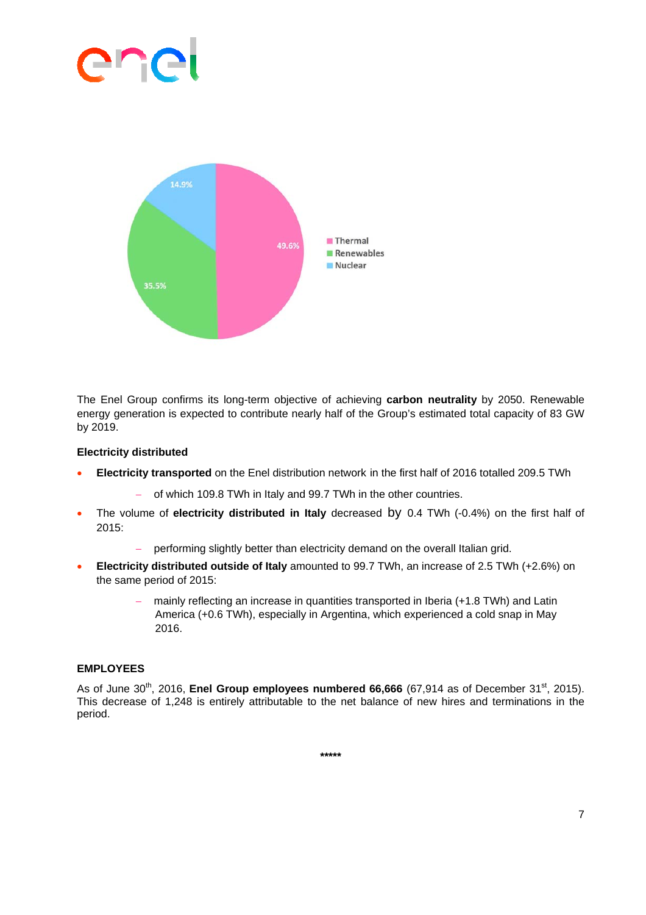Thermal 49.6%
Renewables 35.5%
Nuclear 14.9%

The Enel Group confirms its long-term objective of achieving **carbon neutrality** by 2050. Renewable energy generation is expected to contribute nearly half of the Group's estimated total capacity of 83 GW by 2019.

**Electricity distributed**

- **Electricity transported** on the Enel distribution network in the first half of 2016 totalled 209.5 TWh
  - of which 109.8 TWh in Italy and 99.7 TWh in the other countries.
- The volume of **electricity distributed in Italy** decreased by 0.4 TWh (-0.4%) on the first half of 2015:
  - performing slightly better than electricity demand on the overall Italian grid.
- **Electricity distributed outside of Italy** amounted to 99.7 TWh, an increase of 2.5 TWh (+2.6%) on the same period of 2015:
  - mainly reflecting an increase in quantities transported in Iberia (+1.8 TWh) and Latin America (+0.6 TWh), especially in Argentina, which experienced a cold snap in May 2016.

**EMPLOYEES**

As of June 30th, 2016, **Enel Group employees numbered 66,666** (67,914 as of December 31st, 2015). This decrease of 1,248 is entirely attributable to the net balance of new hires and terminations in the period.

*****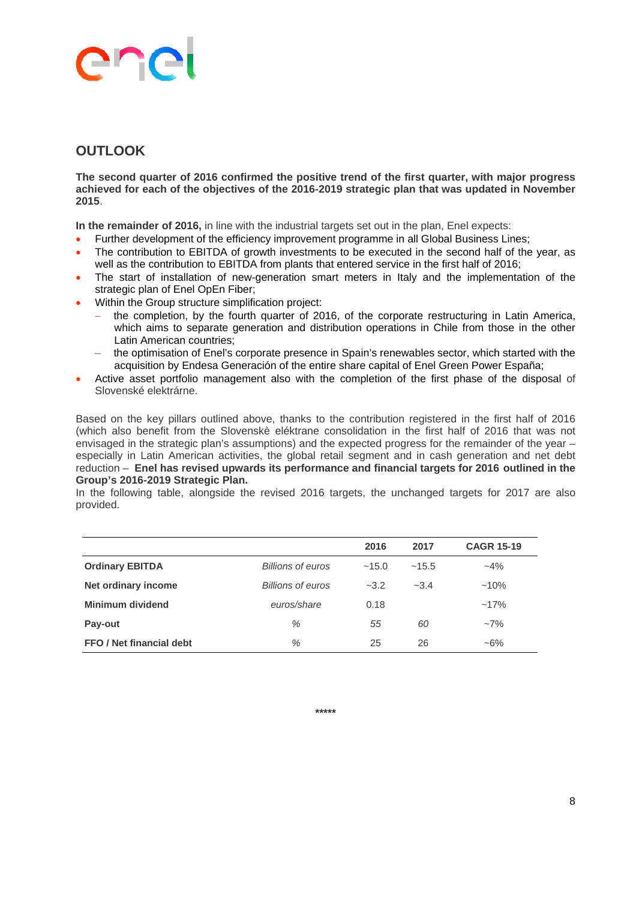## OUTLOOK

**The second quarter of 2016 confirmed the positive trend of the first quarter, with major progress achieved for each of the objectives of the 2016-2019 strategic plan that was updated in November 2015**.

**In the remainder of 2016,** in line with the industrial targets set out in the plan, Enel expects:

- Further development of the efficiency improvement programme in all Global Business Lines;
- The contribution to EBITDA of growth investments to be executed in the second half of the year, as well as the contribution to EBITDA from plants that entered service in the first half of 2016;
- The start of installation of new-generation smart meters in Italy and the implementation of the strategic plan of Enel OpEn Fiber;
- Within the Group structure simplification project:
  - the completion, by the fourth quarter of 2016, of the corporate restructuring in Latin America, which aims to separate generation and distribution operations in Chile from those in the other Latin American countries;
  - the optimisation of Enel's corporate presence in Spain's renewables sector, which started with the acquisition by Endesa Generación of the entire share capital of Enel Green Power España;
- Active asset portfolio management also with the completion of the first phase of the disposal of Slovenské elektrárne.

Based on the key pillars outlined above, thanks to the contribution registered in the first half of 2016 (which also benefit from the Slovenskè eléktrane consolidation in the first half of 2016 that was not envisaged in the strategic plan's assumptions) and the expected progress for the remainder of the year – especially in Latin American activities, the global retail segment and in cash generation and net debt reduction – **Enel has revised upwards its performance and financial targets for 2016 outlined in the Group's 2016-2019 Strategic Plan.**

In the following table, alongside the revised 2016 targets, the unchanged targets for 2017 are also provided.

| | | 2016 | 2017 | CAGR 15-19 |
|---|---|---|---|---|
| **Ordinary EBITDA** | *Billions of euros* | ~15.0 | ~15.5 | ~4% |
| **Net ordinary income** | *Billions of euros* | ~3.2 | ~3.4 | ~10% |
| **Minimum dividend** | *euros/share* | 0.18 | | ~17% |
| **Pay-out** | *%* | *55* | *60* | ~7% |
| **FFO / Net financial debt** | *%* | 25 | 26 | ~6% |

*****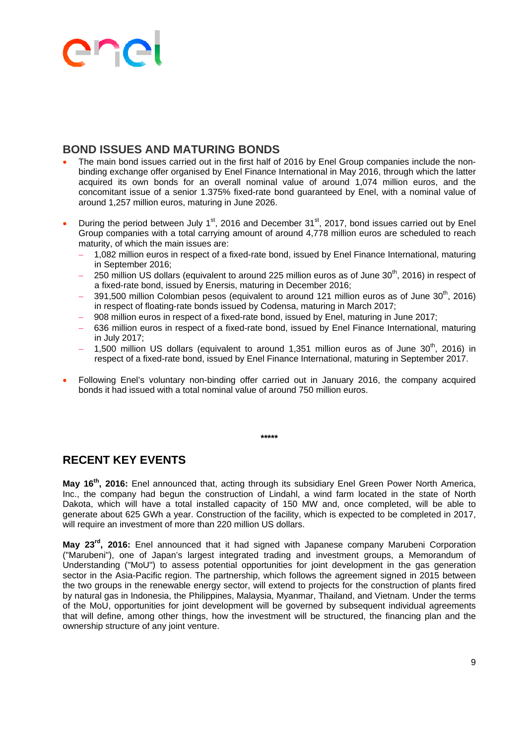## BOND ISSUES AND MATURING BONDS

- The main bond issues carried out in the first half of 2016 by Enel Group companies include the non-binding exchange offer organised by Enel Finance International in May 2016, through which the latter acquired its own bonds for an overall nominal value of around 1,074 million euros, and the concomitant issue of a senior 1.375% fixed-rate bond guaranteed by Enel, with a nominal value of around 1,257 million euros, maturing in June 2026.

- During the period between July 1st, 2016 and December 31st, 2017, bond issues carried out by Enel Group companies with a total carrying amount of around 4,778 million euros are scheduled to reach maturity, of which the main issues are:
  - 1,082 million euros in respect of a fixed-rate bond, issued by Enel Finance International, maturing in September 2016;
  - 250 million US dollars (equivalent to around 225 million euros as of June 30th, 2016) in respect of a fixed-rate bond, issued by Enersis, maturing in December 2016;
  - 391,500 million Colombian pesos (equivalent to around 121 million euros as of June 30th, 2016) in respect of floating-rate bonds issued by Codensa, maturing in March 2017;
  - 908 million euros in respect of a fixed-rate bond, issued by Enel, maturing in June 2017;
  - 636 million euros in respect of a fixed-rate bond, issued by Enel Finance International, maturing in July 2017;
  - 1,500 million US dollars (equivalent to around 1,351 million euros as of June 30th, 2016) in respect of a fixed-rate bond, issued by Enel Finance International, maturing in September 2017.

- Following Enel's voluntary non-binding offer carried out in January 2016, the company acquired bonds it had issued with a total nominal value of around 750 million euros.

*****

## RECENT KEY EVENTS

**May 16th, 2016:** Enel announced that, acting through its subsidiary Enel Green Power North America, Inc., the company had begun the construction of Lindahl, a wind farm located in the state of North Dakota, which will have a total installed capacity of 150 MW and, once completed, will be able to generate about 625 GWh a year. Construction of the facility, which is expected to be completed in 2017, will require an investment of more than 220 million US dollars.

**May 23rd, 2016:** Enel announced that it had signed with Japanese company Marubeni Corporation ("Marubeni"), one of Japan's largest integrated trading and investment groups, a Memorandum of Understanding ("MoU") to assess potential opportunities for joint development in the gas generation sector in the Asia-Pacific region. The partnership, which follows the agreement signed in 2015 between the two groups in the renewable energy sector, will extend to projects for the construction of plants fired by natural gas in Indonesia, the Philippines, Malaysia, Myanmar, Thailand, and Vietnam. Under the terms of the MoU, opportunities for joint development will be governed by subsequent individual agreements that will define, among other things, how the investment will be structured, the financing plan and the ownership structure of any joint venture.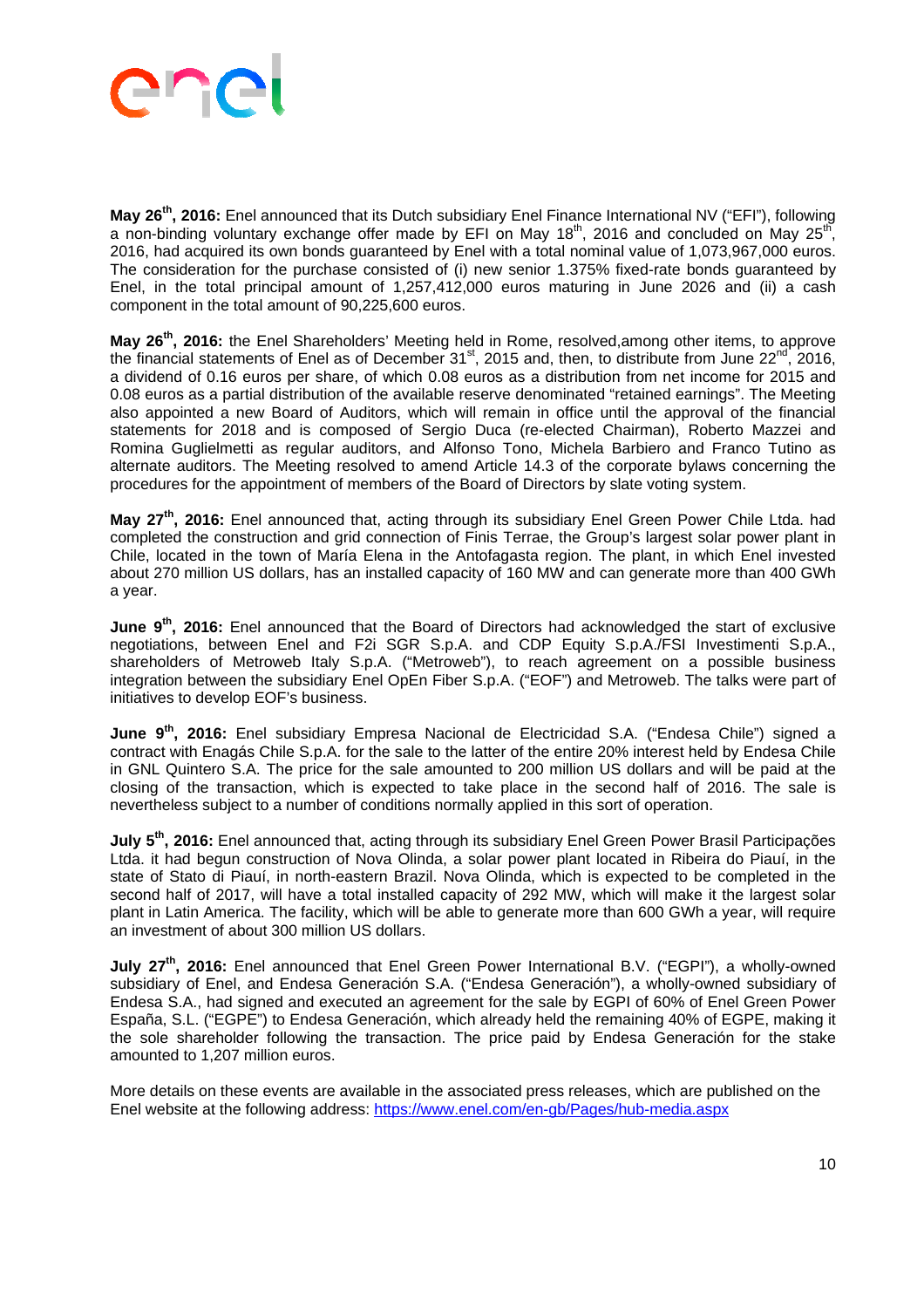**May 26th, 2016:** Enel announced that its Dutch subsidiary Enel Finance International NV ("EFI"), following a non-binding voluntary exchange offer made by EFI on May 18th, 2016 and concluded on May 25th, 2016, had acquired its own bonds guaranteed by Enel with a total nominal value of 1,073,967,000 euros. The consideration for the purchase consisted of (i) new senior 1.375% fixed-rate bonds guaranteed by Enel, in the total principal amount of 1,257,412,000 euros maturing in June 2026 and (ii) a cash component in the total amount of 90,225,600 euros.

**May 26th, 2016:** the Enel Shareholders' Meeting held in Rome, resolved,among other items, to approve the financial statements of Enel as of December 31st, 2015 and, then, to distribute from June 22nd, 2016, a dividend of 0.16 euros per share, of which 0.08 euros as a distribution from net income for 2015 and 0.08 euros as a partial distribution of the available reserve denominated "retained earnings". The Meeting also appointed a new Board of Auditors, which will remain in office until the approval of the financial statements for 2018 and is composed of Sergio Duca (re-elected Chairman), Roberto Mazzei and Romina Guglielmetti as regular auditors, and Alfonso Tono, Michela Barbiero and Franco Tutino as alternate auditors. The Meeting resolved to amend Article 14.3 of the corporate bylaws concerning the procedures for the appointment of members of the Board of Directors by slate voting system.

**May 27th, 2016:** Enel announced that, acting through its subsidiary Enel Green Power Chile Ltda. had completed the construction and grid connection of Finis Terrae, the Group's largest solar power plant in Chile, located in the town of María Elena in the Antofagasta region. The plant, in which Enel invested about 270 million US dollars, has an installed capacity of 160 MW and can generate more than 400 GWh a year.

**June 9th, 2016:** Enel announced that the Board of Directors had acknowledged the start of exclusive negotiations, between Enel and F2i SGR S.p.A. and CDP Equity S.p.A./FSI Investimenti S.p.A., shareholders of Metroweb Italy S.p.A. ("Metroweb"), to reach agreement on a possible business integration between the subsidiary Enel OpEn Fiber S.p.A. ("EOF") and Metroweb. The talks were part of initiatives to develop EOF's business.

**June 9th, 2016:** Enel subsidiary Empresa Nacional de Electricidad S.A. ("Endesa Chile") signed a contract with Enagás Chile S.p.A. for the sale to the latter of the entire 20% interest held by Endesa Chile in GNL Quintero S.A. The price for the sale amounted to 200 million US dollars and will be paid at the closing of the transaction, which is expected to take place in the second half of 2016. The sale is nevertheless subject to a number of conditions normally applied in this sort of operation.

**July 5th, 2016:** Enel announced that, acting through its subsidiary Enel Green Power Brasil Participações Ltda. it had begun construction of Nova Olinda, a solar power plant located in Ribeira do Piauí, in the state of Stato di Piauí, in north-eastern Brazil. Nova Olinda, which is expected to be completed in the second half of 2017, will have a total installed capacity of 292 MW, which will make it the largest solar plant in Latin America. The facility, which will be able to generate more than 600 GWh a year, will require an investment of about 300 million US dollars.

**July 27th, 2016:** Enel announced that Enel Green Power International B.V. ("EGPI"), a wholly-owned subsidiary of Enel, and Endesa Generación S.A. ("Endesa Generación"), a wholly-owned subsidiary of Endesa S.A., had signed and executed an agreement for the sale by EGPI of 60% of Enel Green Power España, S.L. ("EGPE") to Endesa Generación, which already held the remaining 40% of EGPE, making it the sole shareholder following the transaction. The price paid by Endesa Generación for the stake amounted to 1,207 million euros.

More details on these events are available in the associated press releases, which are published on the Enel website at the following address: https://www.enel.com/en-gb/Pages/hub-media.aspx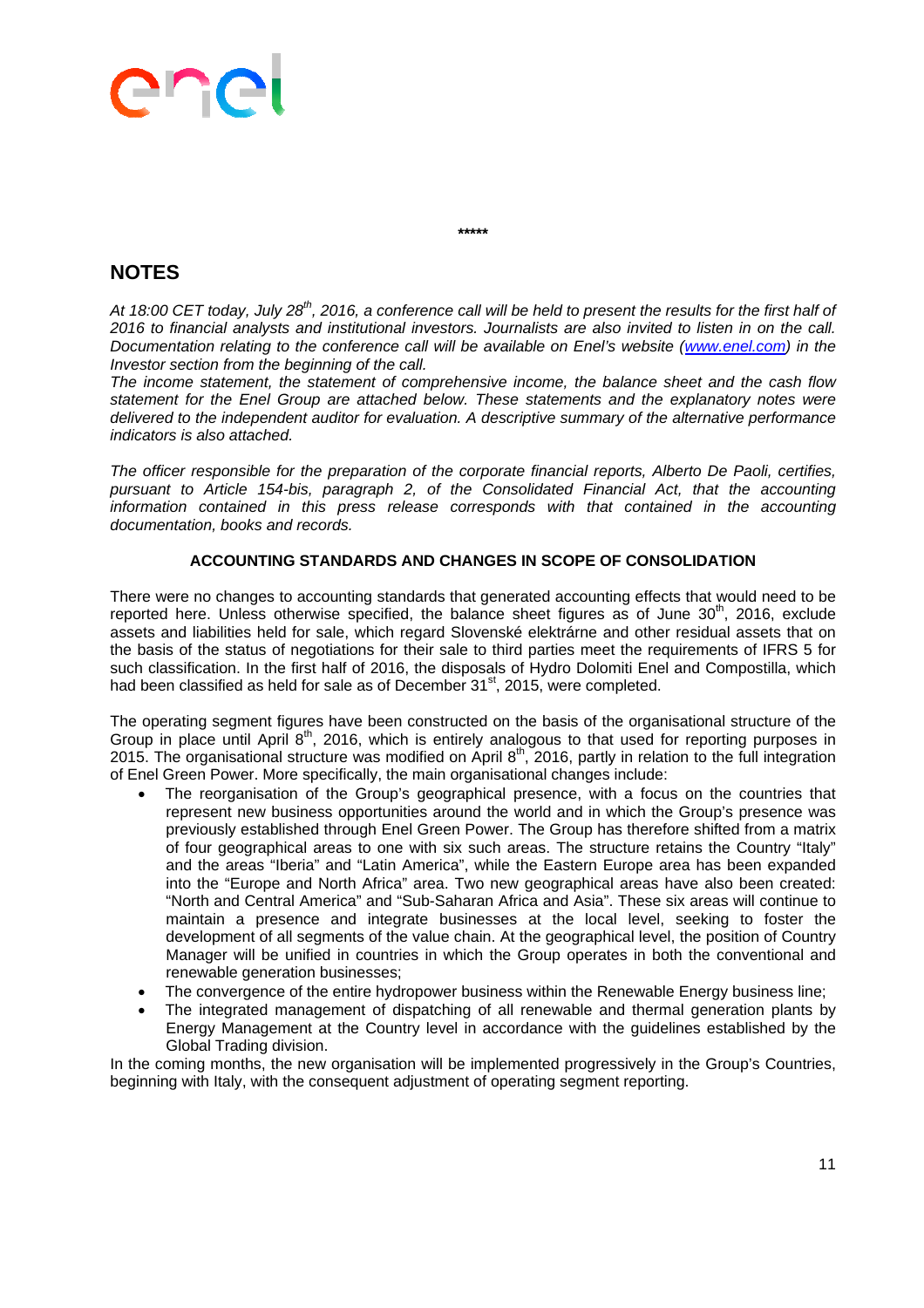\*\*\*\*\*

## NOTES

*At 18:00 CET today, July 28th, 2016, a conference call will be held to present the results for the first half of 2016 to financial analysts and institutional investors. Journalists are also invited to listen in on the call. Documentation relating to the conference call will be available on Enel's website (www.enel.com) in the Investor section from the beginning of the call.*

*The income statement, the statement of comprehensive income, the balance sheet and the cash flow statement for the Enel Group are attached below. These statements and the explanatory notes were delivered to the independent auditor for evaluation. A descriptive summary of the alternative performance indicators is also attached.*

*The officer responsible for the preparation of the corporate financial reports, Alberto De Paoli, certifies, pursuant to Article 154-bis, paragraph 2, of the Consolidated Financial Act, that the accounting information contained in this press release corresponds with that contained in the accounting documentation, books and records.*

### ACCOUNTING STANDARDS AND CHANGES IN SCOPE OF CONSOLIDATION

There were no changes to accounting standards that generated accounting effects that would need to be reported here. Unless otherwise specified, the balance sheet figures as of June 30th, 2016, exclude assets and liabilities held for sale, which regard Slovenské elektrárne and other residual assets that on the basis of the status of negotiations for their sale to third parties meet the requirements of IFRS 5 for such classification. In the first half of 2016, the disposals of Hydro Dolomiti Enel and Compostilla, which had been classified as held for sale as of December 31st, 2015, were completed.

The operating segment figures have been constructed on the basis of the organisational structure of the Group in place until April 8th, 2016, which is entirely analogous to that used for reporting purposes in 2015. The organisational structure was modified on April 8th, 2016, partly in relation to the full integration of Enel Green Power. More specifically, the main organisational changes include:

- The reorganisation of the Group's geographical presence, with a focus on the countries that represent new business opportunities around the world and in which the Group's presence was previously established through Enel Green Power. The Group has therefore shifted from a matrix of four geographical areas to one with six such areas. The structure retains the Country "Italy" and the areas "Iberia" and "Latin America", while the Eastern Europe area has been expanded into the "Europe and North Africa" area. Two new geographical areas have also been created: "North and Central America" and "Sub-Saharan Africa and Asia". These six areas will continue to maintain a presence and integrate businesses at the local level, seeking to foster the development of all segments of the value chain. At the geographical level, the position of Country Manager will be unified in countries in which the Group operates in both the conventional and renewable generation businesses;
- The convergence of the entire hydropower business within the Renewable Energy business line;
- The integrated management of dispatching of all renewable and thermal generation plants by Energy Management at the Country level in accordance with the guidelines established by the Global Trading division.

In the coming months, the new organisation will be implemented progressively in the Group's Countries, beginning with Italy, with the consequent adjustment of operating segment reporting.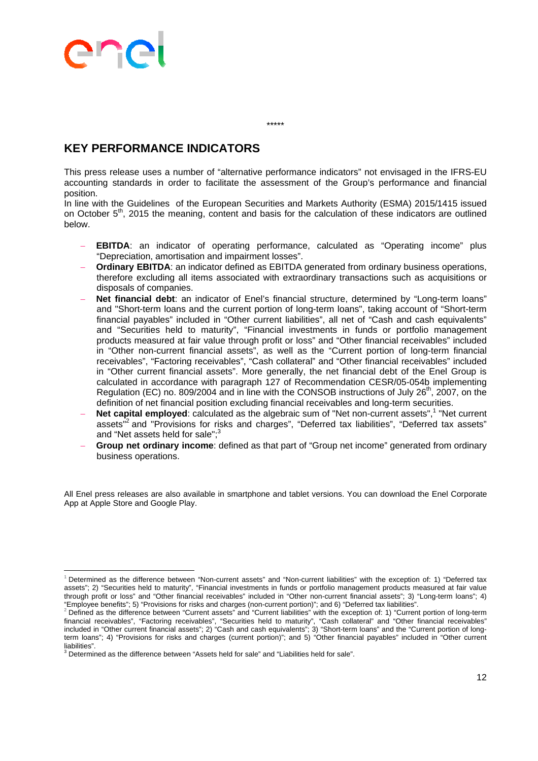\*\*\*\*\*

## KEY PERFORMANCE INDICATORS

This press release uses a number of "alternative performance indicators" not envisaged in the IFRS-EU accounting standards in order to facilitate the assessment of the Group's performance and financial position.

In line with the Guidelines of the European Securities and Markets Authority (ESMA) 2015/1415 issued on October 5th, 2015 the meaning, content and basis for the calculation of these indicators are outlined below.

- **EBITDA**: an indicator of operating performance, calculated as "Operating income" plus "Depreciation, amortisation and impairment losses".
- **Ordinary EBITDA**: an indicator defined as EBITDA generated from ordinary business operations, therefore excluding all items associated with extraordinary transactions such as acquisitions or disposals of companies.
- **Net financial debt**: an indicator of Enel's financial structure, determined by "Long-term loans" and "Short-term loans and the current portion of long-term loans", taking account of "Short-term financial payables" included in "Other current liabilities", all net of "Cash and cash equivalents" and "Securities held to maturity", "Financial investments in funds or portfolio management products measured at fair value through profit or loss" and "Other financial receivables" included in "Other non-current financial assets", as well as the "Current portion of long-term financial receivables", "Factoring receivables", "Cash collateral" and "Other financial receivables" included in "Other current financial assets". More generally, the net financial debt of the Enel Group is calculated in accordance with paragraph 127 of Recommendation CESR/05-054b implementing Regulation (EC) no. 809/2004 and in line with the CONSOB instructions of July 26th, 2007, on the definition of net financial position excluding financial receivables and long-term securities.
- **Net capital employed**: calculated as the algebraic sum of "Net non-current assets",[1] "Net current assets"[2] and "Provisions for risks and charges", "Deferred tax liabilities", "Deferred tax assets" and "Net assets held for sale";[3]
- **Group net ordinary income**: defined as that part of "Group net income" generated from ordinary business operations.

All Enel press releases are also available in smartphone and tablet versions. You can download the Enel Corporate App at Apple Store and Google Play.

---

[1] Determined as the difference between "Non-current assets" and "Non-current liabilities" with the exception of: 1) "Deferred tax assets"; 2) "Securities held to maturity", "Financial investments in funds or portfolio management products measured at fair value through profit or loss" and "Other financial receivables" included in "Other non-current financial assets"; 3) "Long-term loans"; 4) "Employee benefits"; 5) "Provisions for risks and charges (non-current portion)"; and 6) "Deferred tax liabilities".

[2] Defined as the difference between "Current assets" and "Current liabilities" with the exception of: 1) "Current portion of long-term financial receivables", "Factoring receivables", "Securities held to maturity", "Cash collateral" and "Other financial receivables" included in "Other current financial assets"; 2) "Cash and cash equivalents"; 3) "Short-term loans" and the "Current portion of long-term loans"; 4) "Provisions for risks and charges (current portion)"; and 5) "Other financial payables" included in "Other current liabilities".

[3] Determined as the difference between "Assets held for sale" and "Liabilities held for sale".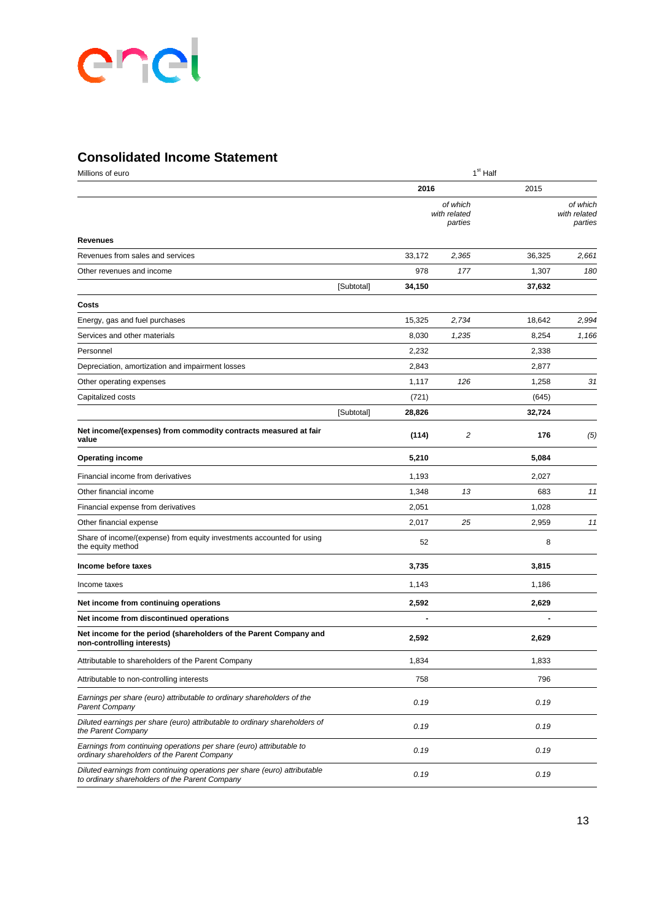## Consolidated Income Statement

| Millions of euro | | 1st Half | | | |
|---|---|---|---|---|---|
| | | 2016 | | 2015 | |
| | | | *of which with related parties* | | *of which with related parties* |
| **Revenues** | | | | | |
| Revenues from sales and services | | 33,172 | *2,365* | 36,325 | *2,661* |
| Other revenues and income | | 978 | *177* | 1,307 | *180* |
| | [Subtotal] | **34,150** | | **37,632** | |
| **Costs** | | | | | |
| Energy, gas and fuel purchases | | 15,325 | *2,734* | 18,642 | *2,994* |
| Services and other materials | | 8,030 | *1,235* | 8,254 | *1,166* |
| Personnel | | 2,232 | | 2,338 | |
| Depreciation, amortization and impairment losses | | 2,843 | | 2,877 | |
| Other operating expenses | | 1,117 | *126* | 1,258 | *31* |
| Capitalized costs | | (721) | | (645) | |
| | [Subtotal] | **28,826** | | **32,724** | |
| **Net income/(expenses) from commodity contracts measured at fair value** | | **(114)** | *2* | **176** | *(5)* |
| **Operating income** | | **5,210** | | **5,084** | |
| Financial income from derivatives | | 1,193 | | 2,027 | |
| Other financial income | | 1,348 | *13* | 683 | *11* |
| Financial expense from derivatives | | 2,051 | | 1,028 | |
| Other financial expense | | 2,017 | *25* | 2,959 | *11* |
| Share of income/(expense) from equity investments accounted for using the equity method | | 52 | | 8 | |
| **Income before taxes** | | **3,735** | | **3,815** | |
| Income taxes | | 1,143 | | 1,186 | |
| **Net income from continuing operations** | | **2,592** | | **2,629** | |
| **Net income from discontinued operations** | | **-** | | **-** | |
| **Net income for the period (shareholders of the Parent Company and non-controlling interests)** | | **2,592** | | **2,629** | |
| Attributable to shareholders of the Parent Company | | 1,834 | | 1,833 | |
| Attributable to non-controlling interests | | 758 | | 796 | |
| *Earnings per share (euro) attributable to ordinary shareholders of the Parent Company* | | *0.19* | | *0.19* | |
| *Diluted earnings per share (euro) attributable to ordinary shareholders of the Parent Company* | | *0.19* | | *0.19* | |
| *Earnings from continuing operations per share (euro) attributable to ordinary shareholders of the Parent Company* | | *0.19* | | *0.19* | |
| *Diluted earnings from continuing operations per share (euro) attributable to ordinary shareholders of the Parent Company* | | *0.19* | | *0.19* | |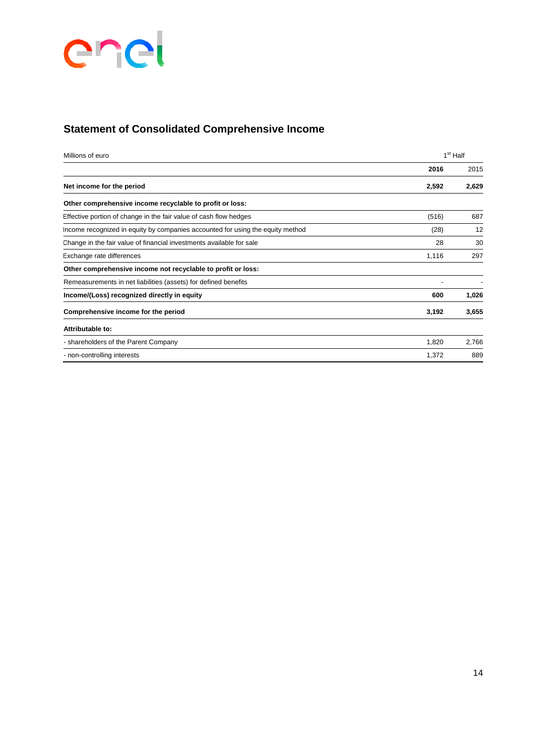## Statement of Consolidated Comprehensive Income

| Millions of euro | 1st Half | |
|---|---|---|
| | **2016** | 2015 |
| **Net income for the period** | **2,592** | **2,629** |
| **Other comprehensive income recyclable to profit or loss:** | | |
| Effective portion of change in the fair value of cash flow hedges | (516) | 687 |
| Income recognized in equity by companies accounted for using the equity method | (28) | 12 |
| Change in the fair value of financial investments available for sale | 28 | 30 |
| Exchange rate differences | 1,116 | 297 |
| **Other comprehensive income not recyclable to profit or loss:** | | |
| Remeasurements in net liabilities (assets) for defined benefits | - | - |
| **Income/(Loss) recognized directly in equity** | **600** | **1,026** |
| **Comprehensive income for the period** | **3,192** | **3,655** |
| **Attributable to:** | | |
| - shareholders of the Parent Company | 1,820 | 2,766 |
| - non-controlling interests | 1,372 | 889 |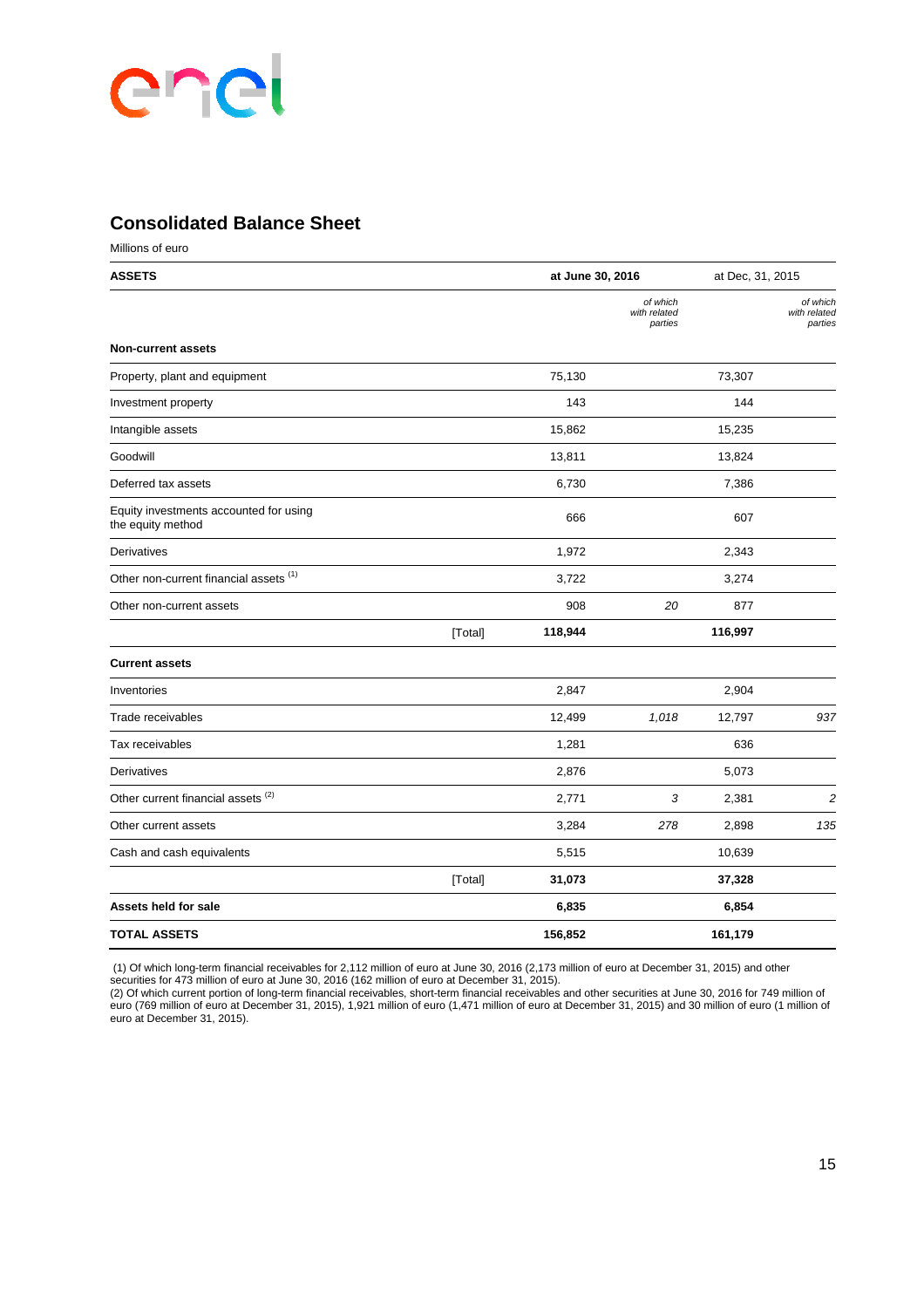## Consolidated Balance Sheet

Millions of euro

| ASSETS | | at June 30, 2016 | | at Dec, 31, 2015 | |
|---|---|---|---|---|---|
| | | | *of which with related parties* | | *of which with related parties* |
| **Non-current assets** | | | | | |
| Property, plant and equipment | | 75,130 | | 73,307 | |
| Investment property | | 143 | | 144 | |
| Intangible assets | | 15,862 | | 15,235 | |
| Goodwill | | 13,811 | | 13,824 | |
| Deferred tax assets | | 6,730 | | 7,386 | |
| Equity investments accounted for using the equity method | | 666 | | 607 | |
| Derivatives | | 1,972 | | 2,343 | |
| Other non-current financial assets (1) | | 3,722 | | 3,274 | |
| Other non-current assets | | 908 | *20* | 877 | |
| | [Total] | **118,944** | | **116,997** | |
| **Current assets** | | | | | |
| Inventories | | 2,847 | | 2,904 | |
| Trade receivables | | 12,499 | *1,018* | 12,797 | *937* |
| Tax receivables | | 1,281 | | 636 | |
| Derivatives | | 2,876 | | 5,073 | |
| Other current financial assets (2) | | 2,771 | *3* | 2,381 | *2* |
| Other current assets | | 3,284 | *278* | 2,898 | *135* |
| Cash and cash equivalents | | 5,515 | | 10,639 | |
| | [Total] | **31,073** | | **37,328** | |
| **Assets held for sale** | | **6,835** | | **6,854** | |
| **TOTAL ASSETS** | | **156,852** | | **161,179** | |

(1) Of which long-term financial receivables for 2,112 million of euro at June 30, 2016 (2,173 million of euro at December 31, 2015) and other securities for 473 million of euro at June 30, 2016 (162 million of euro at December 31, 2015).
(2) Of which current portion of long-term financial receivables, short-term financial receivables and other securities at June 30, 2016 for 749 million of euro (769 million of euro at December 31, 2015), 1,921 million of euro (1,471 million of euro at December 31, 2015) and 30 million of euro (1 million of euro at December 31, 2015).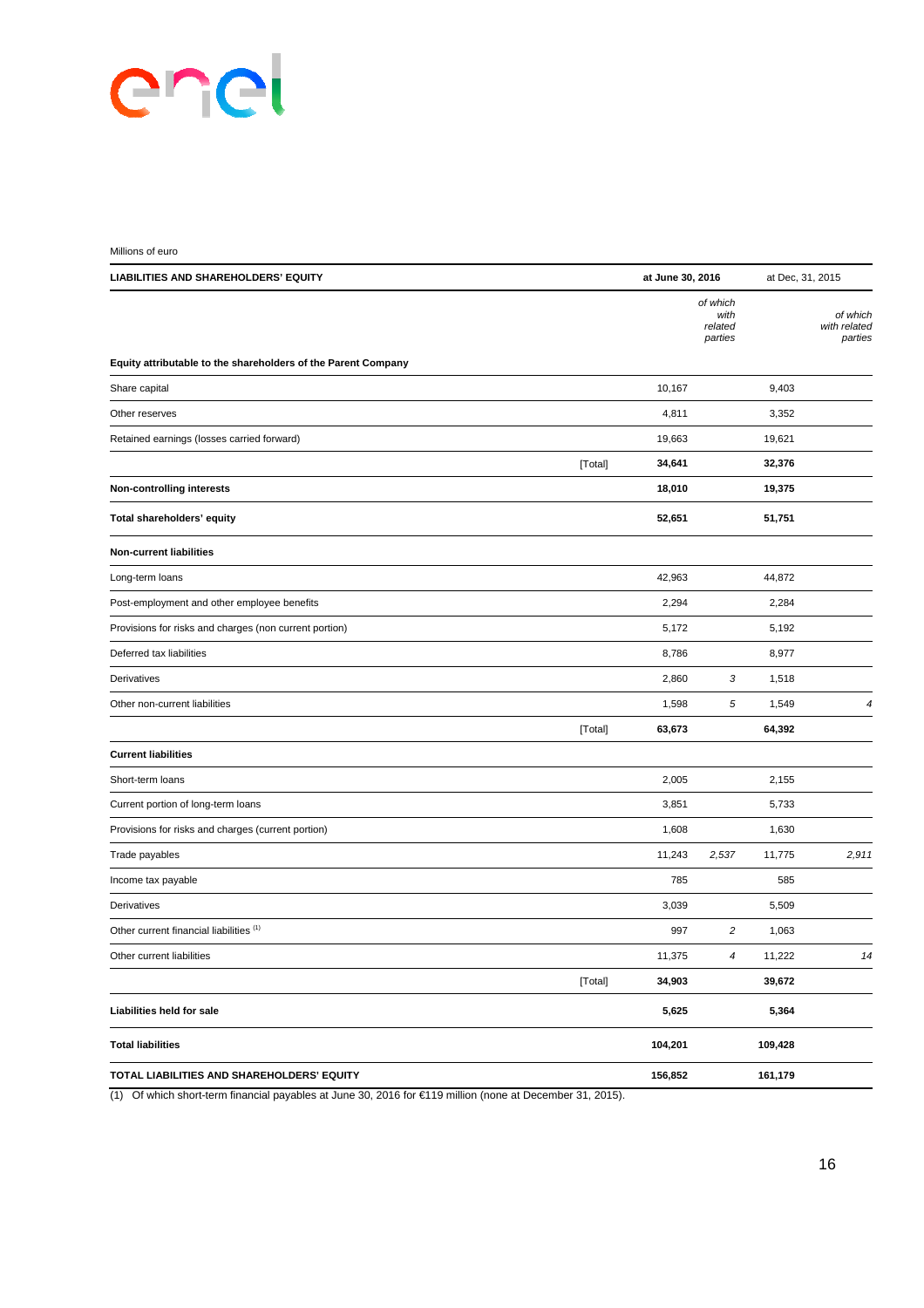Millions of euro

| LIABILITIES AND SHAREHOLDERS' EQUITY | | at June 30, 2016 | | at Dec, 31, 2015 | |
|---|---|---|---|---|---|
| | | | *of which with related parties* | | *of which with related parties* |
| **Equity attributable to the shareholders of the Parent Company** | | | | | |
| Share capital | | 10,167 | | 9,403 | |
| Other reserves | | 4,811 | | 3,352 | |
| Retained earnings (losses carried forward) | | 19,663 | | 19,621 | |
| | [Total] | **34,641** | | **32,376** | |
| **Non-controlling interests** | | **18,010** | | **19,375** | |
| **Total shareholders' equity** | | **52,651** | | **51,751** | |
| **Non-current liabilities** | | | | | |
| Long-term loans | | 42,963 | | 44,872 | |
| Post-employment and other employee benefits | | 2,294 | | 2,284 | |
| Provisions for risks and charges (non current portion) | | 5,172 | | 5,192 | |
| Deferred tax liabilities | | 8,786 | | 8,977 | |
| Derivatives | | 2,860 | *3* | 1,518 | |
| Other non-current liabilities | | 1,598 | *5* | 1,549 | *4* |
| | [Total] | **63,673** | | **64,392** | |
| **Current liabilities** | | | | | |
| Short-term loans | | 2,005 | | 2,155 | |
| Current portion of long-term loans | | 3,851 | | 5,733 | |
| Provisions for risks and charges (current portion) | | 1,608 | | 1,630 | |
| Trade payables | | 11,243 | *2,537* | 11,775 | *2,911* |
| Income tax payable | | 785 | | 585 | |
| Derivatives | | 3,039 | | 5,509 | |
| Other current financial liabilities [(1)] | | 997 | *2* | 1,063 | |
| Other current liabilities | | 11,375 | *4* | 11,222 | *14* |
| | [Total] | **34,903** | | **39,672** | |
| **Liabilities held for sale** | | **5,625** | | **5,364** | |
| **Total liabilities** | | **104,201** | | **109,428** | |
| **TOTAL LIABILITIES AND SHAREHOLDERS' EQUITY** | | **156,852** | | **161,179** | |

(1) Of which short-term financial payables at June 30, 2016 for €119 million (none at December 31, 2015).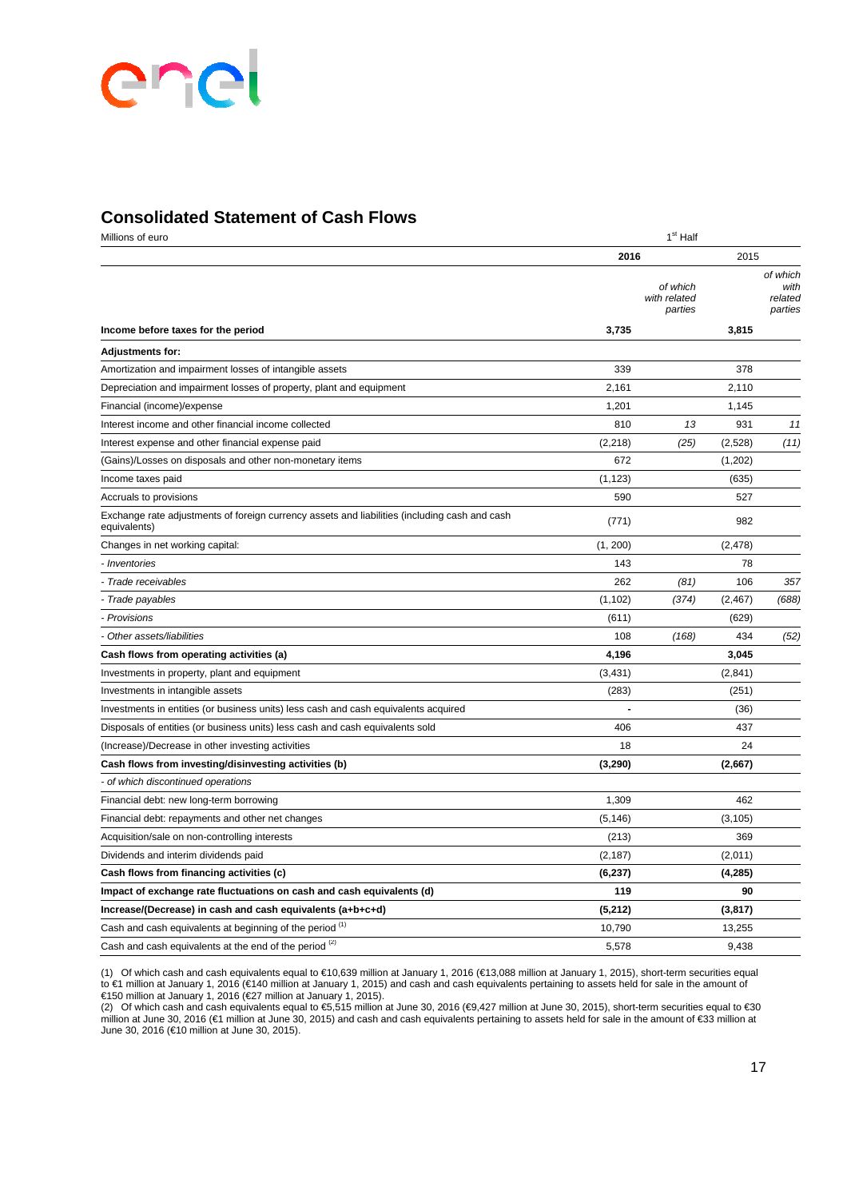## Consolidated Statement of Cash Flows

| Millions of euro | 1st Half | | | |
|---|---|---|---|---|
| | 2016 | | 2015 | |
| | | *of which with related parties* | | *of which with related parties* |
| **Income before taxes for the period** | **3,735** | | **3,815** | |
| **Adjustments for:** | | | | |
| Amortization and impairment losses of intangible assets | 339 | | 378 | |
| Depreciation and impairment losses of property, plant and equipment | 2,161 | | 2,110 | |
| Financial (income)/expense | 1,201 | | 1,145 | |
| Interest income and other financial income collected | 810 | *13* | 931 | *11* |
| Interest expense and other financial expense paid | (2,218) | *(25)* | (2,528) | *(11)* |
| (Gains)/Losses on disposals and other non-monetary items | 672 | | (1,202) | |
| Income taxes paid | (1,123) | | (635) | |
| Accruals to provisions | 590 | | 527 | |
| Exchange rate adjustments of foreign currency assets and liabilities (including cash and cash equivalents) | (771) | | 982 | |
| Changes in net working capital: | (1, 200) | | (2,478) | |
| *- Inventories* | 143 | | 78 | |
| *- Trade receivables* | 262 | *(81)* | 106 | *357* |
| *- Trade payables* | (1,102) | *(374)* | (2,467) | *(688)* |
| *- Provisions* | (611) | | (629) | |
| *- Other assets/liabilities* | 108 | *(168)* | 434 | *(52)* |
| **Cash flows from operating activities (a)** | **4,196** | | **3,045** | |
| Investments in property, plant and equipment | (3,431) | | (2,841) | |
| Investments in intangible assets | (283) | | (251) | |
| Investments in entities (or business units) less cash and cash equivalents acquired | - | | (36) | |
| Disposals of entities (or business units) less cash and cash equivalents sold | 406 | | 437 | |
| (Increase)/Decrease in other investing activities | 18 | | 24 | |
| **Cash flows from investing/disinvesting activities (b)** | **(3,290)** | | **(2,667)** | |
| *- of which discontinued operations* | | | | |
| Financial debt: new long-term borrowing | 1,309 | | 462 | |
| Financial debt: repayments and other net changes | (5,146) | | (3,105) | |
| Acquisition/sale on non-controlling interests | (213) | | 369 | |
| Dividends and interim dividends paid | (2,187) | | (2,011) | |
| **Cash flows from financing activities (c)** | **(6,237)** | | **(4,285)** | |
| **Impact of exchange rate fluctuations on cash and cash equivalents (d)** | **119** | | **90** | |
| **Increase/(Decrease) in cash and cash equivalents (a+b+c+d)** | **(5,212)** | | **(3,817)** | |
| Cash and cash equivalents at beginning of the period (1) | 10,790 | | 13,255 | |
| Cash and cash equivalents at the end of the period (2) | 5,578 | | 9,438 | |

(1) Of which cash and cash equivalents equal to €10,639 million at January 1, 2016 (€13,088 million at January 1, 2015), short-term securities equal to €1 million at January 1, 2016 (€140 million at January 1, 2015) and cash and cash equivalents pertaining to assets held for sale in the amount of €150 million at January 1, 2016 (€27 million at January 1, 2015).
(2) Of which cash and cash equivalents equal to €5,515 million at June 30, 2016 (€9,427 million at June 30, 2015), short-term securities equal to €30 million at June 30, 2016 (€1 million at June 30, 2015) and cash and cash equivalents pertaining to assets held for sale in the amount of €33 million at June 30, 2016 (€10 million at June 30, 2015).